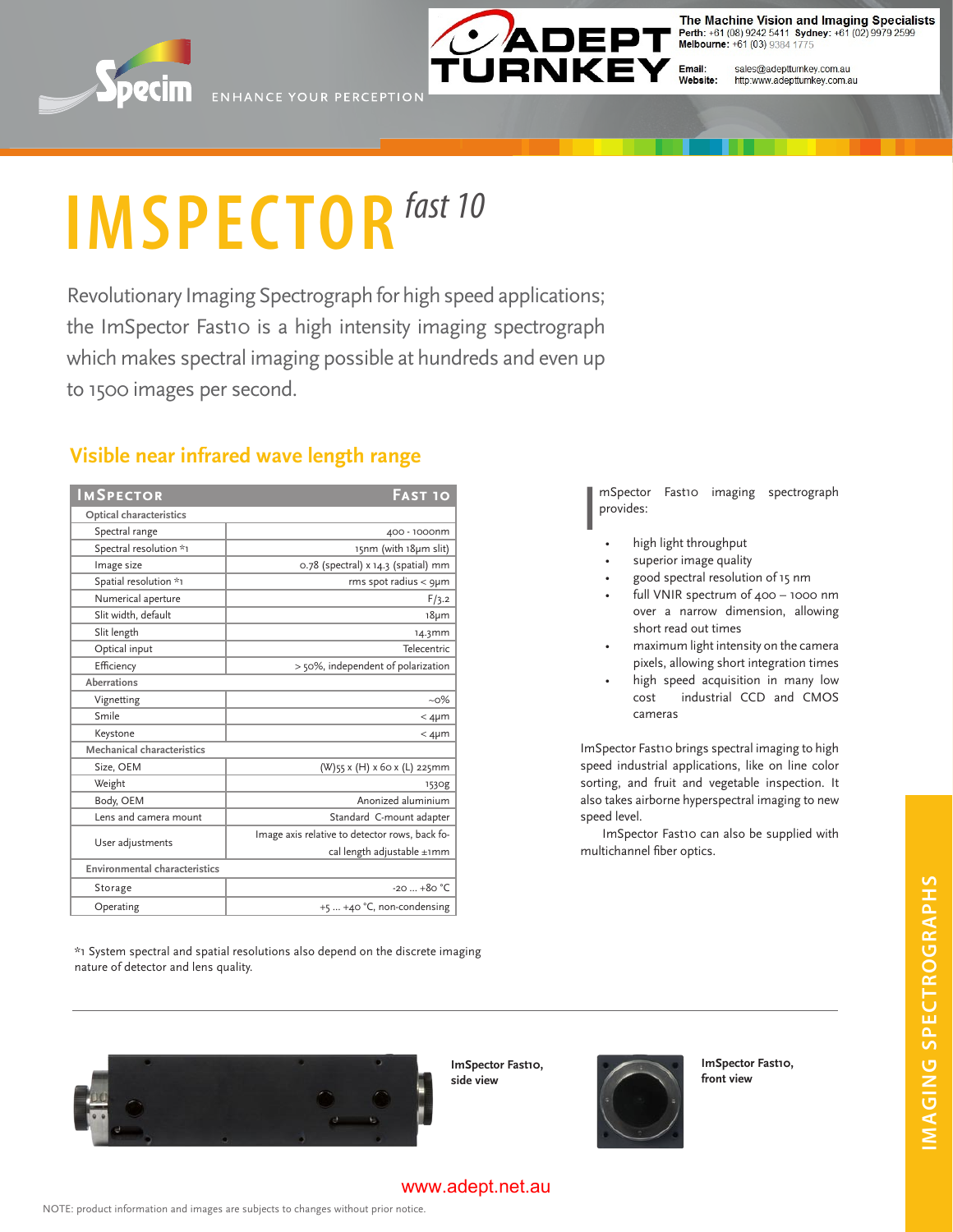Specim ENHANCE YOUR PERCEPTION

ADEPT TURNKEY

**The Machine Vision and Imaging Specialists**
**Perth:** +61 (08) 9242 5411 **Sydney:** +61 (02) 9979 2599
**Melbourne:** +61 (03) 9384 1775

**Email:** sales@adeptturnkey.com.au
**Website:** http:www.adeptturnkey.com.au

# IMSPECTOR *fast 10*

Revolutionary Imaging Spectrograph for high speed applications; the ImSpector Fast10 is a high intensity imaging spectrograph which makes spectral imaging possible at hundreds and even up to 1500 images per second.

## Visible near infrared wave length range

| IMSPECTOR | FAST 10 |
|---|---|
| **Optical characteristics** | |
| Spectral range | 400 - 1000nm |
| Spectral resolution *1 | 15nm (with 18μm slit) |
| Image size | 0.78 (spectral) x 14.3 (spatial) mm |
| Spatial resolution *1 | rms spot radius < 9μm |
| Numerical aperture | F/3.2 |
| Slit width, default | 18μm |
| Slit length | 14.3mm |
| Optical input | Telecentric |
| Efficiency | > 50%, independent of polarization |
| **Aberrations** | |
| Vignetting | ~0% |
| Smile | < 4μm |
| Keystone | < 4μm |
| **Mechanical characteristics** | |
| Size, OEM | (W)55 x (H) x 60 x (L) 225mm |
| Weight | 1530g |
| Body, OEM | Anonized aluminium |
| Lens and camera mount | Standard C-mount adapter |
| User adjustments | Image axis relative to detector rows, back focal length adjustable ±1mm |
| **Environmental characteristics** | |
| Storage | -20 ... +80 °C |
| Operating | +5 ... +40 °C, non-condensing |

*1 System spectral and spatial resolutions also depend on the discrete imaging nature of detector and lens quality.

ImSpector Fast10 imaging spectrograph provides:

- high light throughput
- superior image quality
- good spectral resolution of 15 nm
- full VNIR spectrum of 400 – 1000 nm over a narrow dimension, allowing short read out times
- maximum light intensity on the camera pixels, allowing short integration times
- high speed acquisition in many low cost industrial CCD and CMOS cameras

ImSpector Fast10 brings spectral imaging to high speed industrial applications, like on line color sorting, and fruit and vegetable inspection. It also takes airborne hyperspectral imaging to new speed level.

ImSpector Fast10 can also be supplied with multichannel fiber optics.

**ImSpector Fast10, side view**

**ImSpector Fast10, front view**

IMAGING SPECTROGRAPHS

www.adept.net.au

NOTE: product information and images are subjects to changes without prior notice.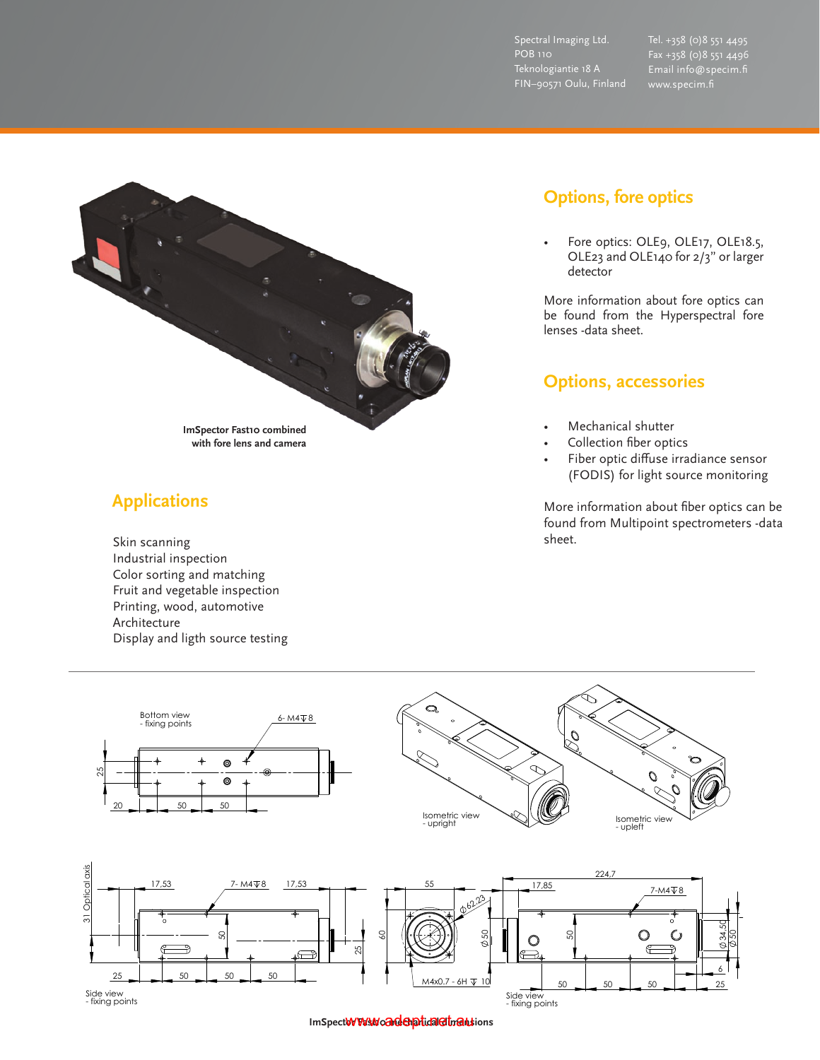Spectral Imaging Ltd.
POB 110
Teknologiantie 18 A
FIN–90571 Oulu, Finland

Tel. +358 (0)8 551 4495
Fax +358 (0)8 551 4496
Email info@specim.fi
www.specim.fi

ImSpector Fast10 combined with fore lens and camera

## Applications

Skin scanning
Industrial inspection
Color sorting and matching
Fruit and vegetable inspection
Printing, wood, automotive
Architecture
Display and ligth source testing

## Options, fore optics

- Fore optics: OLE9, OLE17, OLE18.5, OLE23 and OLE140 for 2/3" or larger detector

More information about fore optics can be found from the Hyperspectral fore lenses -data sheet.

## Options, accessories

- Mechanical shutter
- Collection fiber optics
- Fiber optic diffuse irradiance sensor (FODIS) for light source monitoring

More information about fiber optics can be found from Multipoint spectrometers -data sheet.

Bottom view
- fixing points
6- M4↧8
25
20
50
50

Isometric view
- upright

Isometric view
- upleft

31 Optical axis
17,53
7- M4↧8
17,53
50
25
25
50
50
50
Side view
- fixing points

55
Ø 62,23
60
Ø 50
M4x0.7 - 6H ↧ 10

224,7
17,85
7-M4↧8
50
Ø 34,50
Ø 50
6
50
50
50
25
Side view
- fixing points

ImSpector Fast10 mechanical dimensions

www.adept.net.au